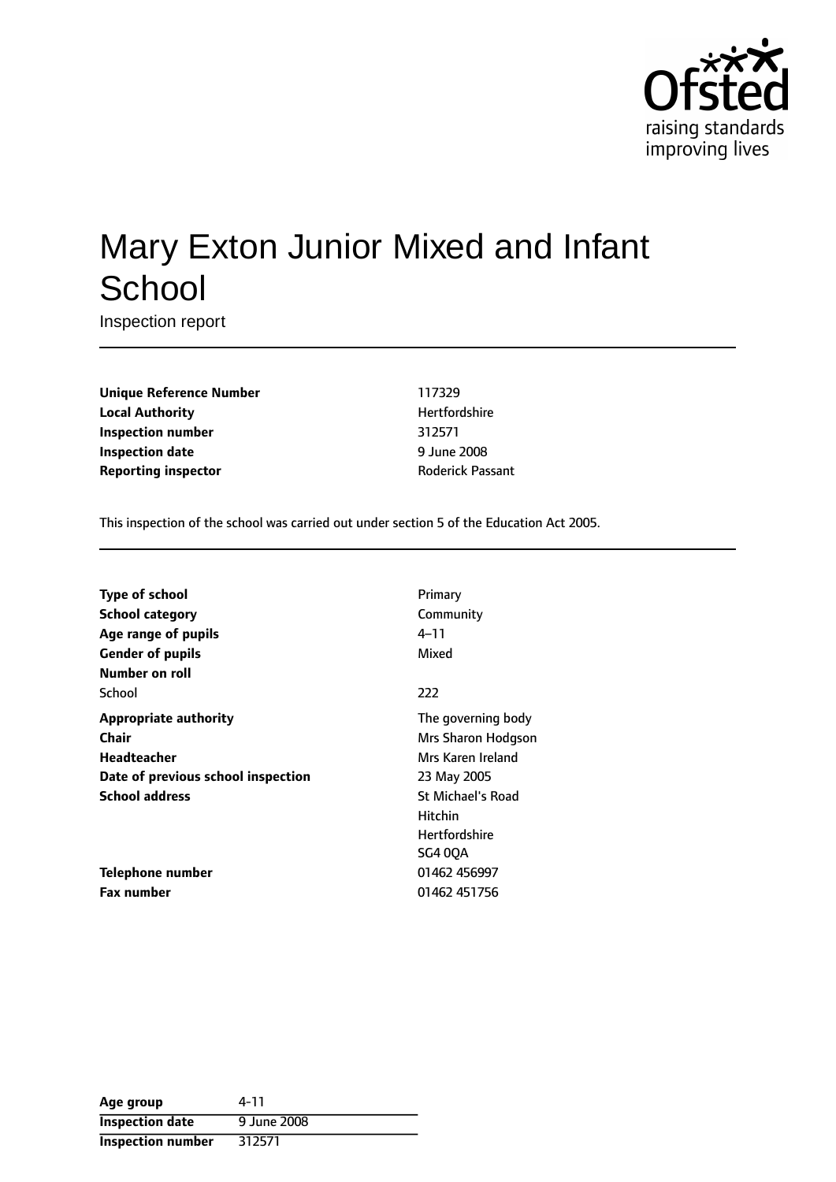# Mary Exton Junior Mixed and Infant School

Inspection report

| | |
|---|---|
| **Unique Reference Number** | 117329 |
| **Local Authority** | Hertfordshire |
| **Inspection number** | 312571 |
| **Inspection date** | 9 June 2008 |
| **Reporting inspector** | Roderick Passant |

This inspection of the school was carried out under section 5 of the Education Act 2005.

| | |
|---|---|
| **Type of school** | Primary |
| **School category** | Community |
| **Age range of pupils** | 4–11 |
| **Gender of pupils** | Mixed |
| **Number on roll** | |
| School | 222 |
| **Appropriate authority** | The governing body |
| **Chair** | Mrs Sharon Hodgson |
| **Headteacher** | Mrs Karen Ireland |
| **Date of previous school inspection** | 23 May 2005 |
| **School address** | St Michael's Road<br>Hitchin<br>Hertfordshire<br>SG4 0QA |
| **Telephone number** | 01462 456997 |
| **Fax number** | 01462 451756 |

| | |
|---|---|
| **Age group** | 4-11 |
| **Inspection date** | 9 June 2008 |
| **Inspection number** | 312571 |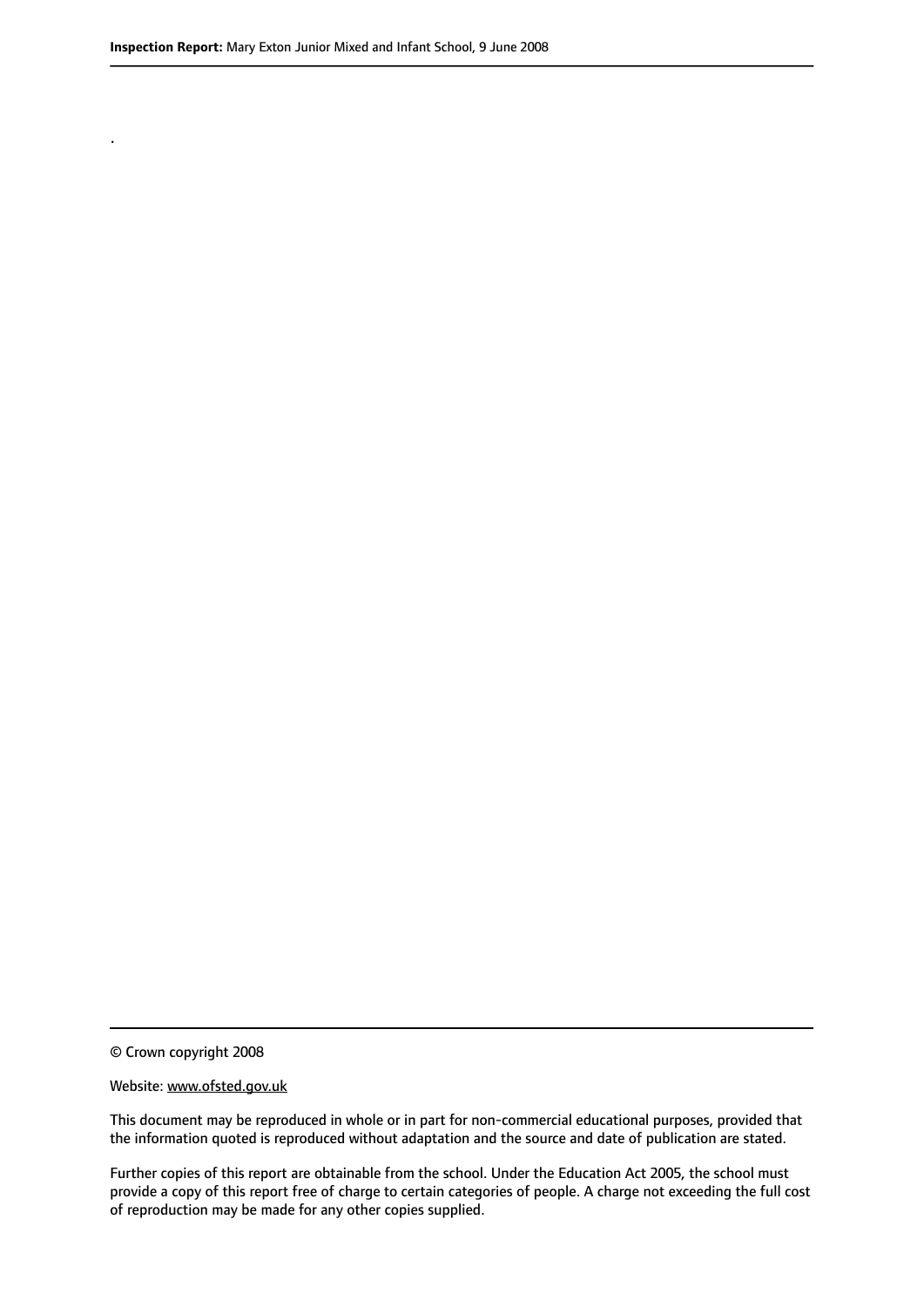.

© Crown copyright 2008

Website: www.ofsted.gov.uk

This document may be reproduced in whole or in part for non-commercial educational purposes, provided that the information quoted is reproduced without adaptation and the source and date of publication are stated.

Further copies of this report are obtainable from the school. Under the Education Act 2005, the school must provide a copy of this report free of charge to certain categories of people. A charge not exceeding the full cost of reproduction may be made for any other copies supplied.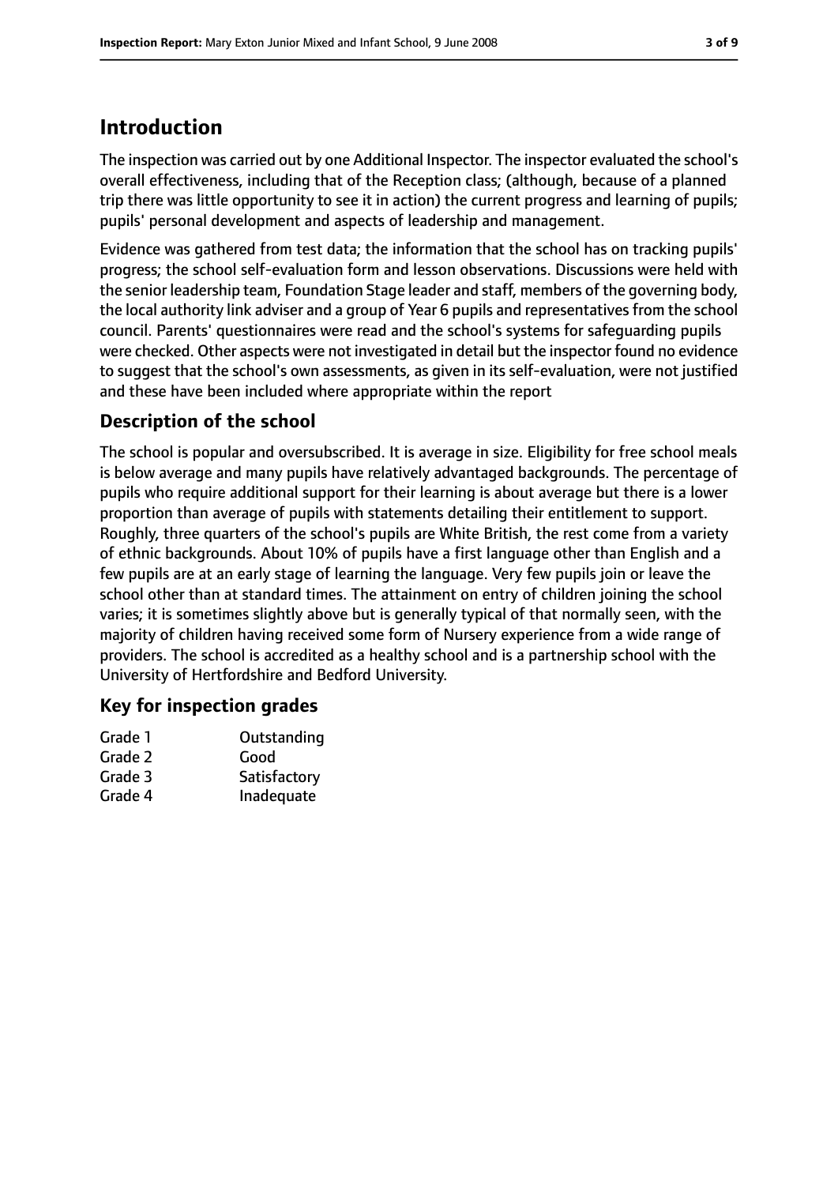# Introduction

The inspection was carried out by one Additional Inspector. The inspector evaluated the school's overall effectiveness, including that of the Reception class; (although, because of a planned trip there was little opportunity to see it in action) the current progress and learning of pupils; pupils' personal development and aspects of leadership and management.

Evidence was gathered from test data; the information that the school has on tracking pupils' progress; the school self-evaluation form and lesson observations. Discussions were held with the senior leadership team, Foundation Stage leader and staff, members of the governing body, the local authority link adviser and a group of Year 6 pupils and representatives from the school council. Parents' questionnaires were read and the school's systems for safeguarding pupils were checked. Other aspects were not investigated in detail but the inspector found no evidence to suggest that the school's own assessments, as given in its self-evaluation, were not justified and these have been included where appropriate within the report

## Description of the school

The school is popular and oversubscribed. It is average in size. Eligibility for free school meals is below average and many pupils have relatively advantaged backgrounds. The percentage of pupils who require additional support for their learning is about average but there is a lower proportion than average of pupils with statements detailing their entitlement to support. Roughly, three quarters of the school's pupils are White British, the rest come from a variety of ethnic backgrounds. About 10% of pupils have a first language other than English and a few pupils are at an early stage of learning the language. Very few pupils join or leave the school other than at standard times. The attainment on entry of children joining the school varies; it is sometimes slightly above but is generally typical of that normally seen, with the majority of children having received some form of Nursery experience from a wide range of providers. The school is accredited as a healthy school and is a partnership school with the University of Hertfordshire and Bedford University.

## Key for inspection grades

| | |
|---|---|
| Grade 1 | Outstanding |
| Grade 2 | Good |
| Grade 3 | Satisfactory |
| Grade 4 | Inadequate |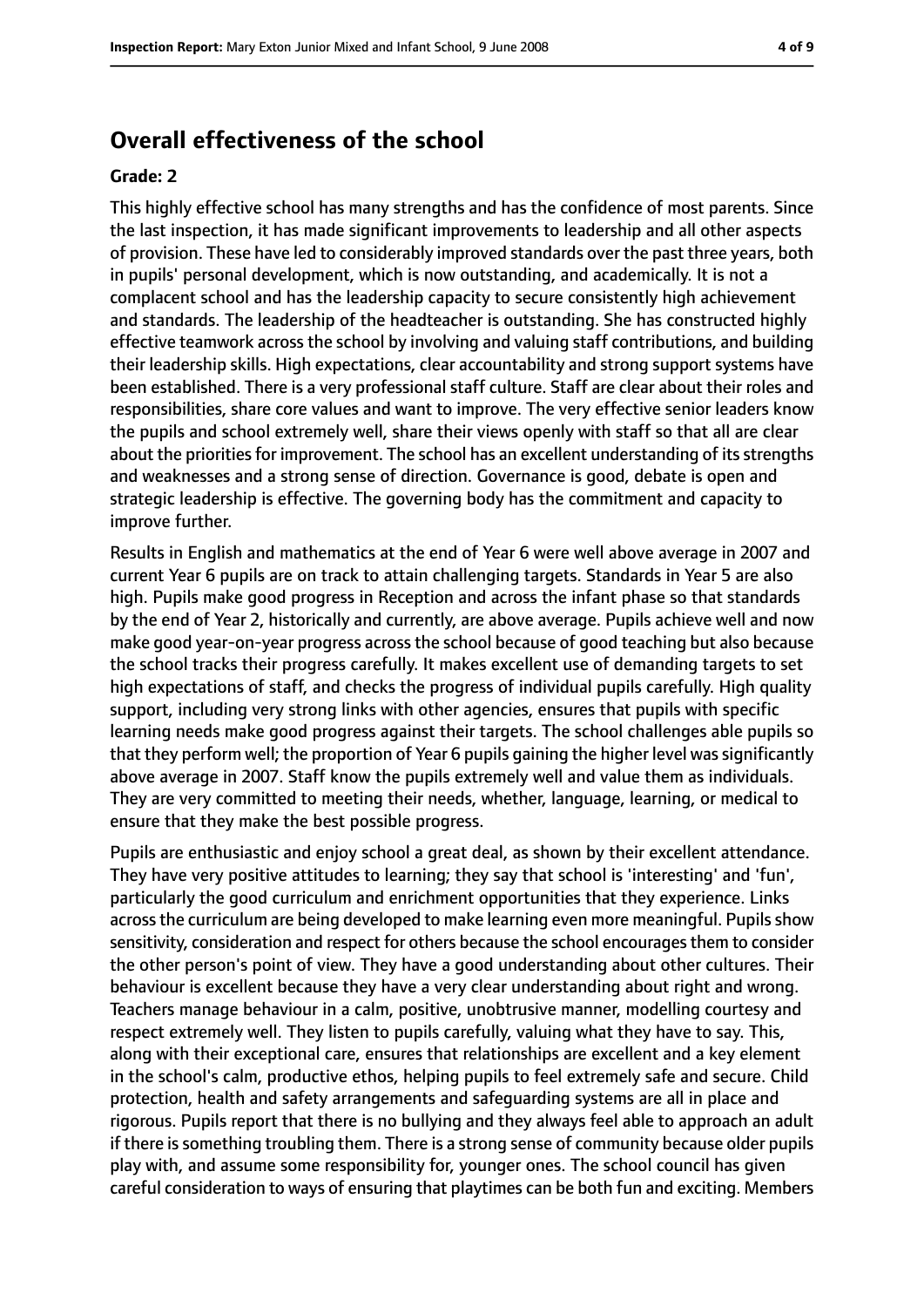## Overall effectiveness of the school

**Grade: 2**

This highly effective school has many strengths and has the confidence of most parents. Since the last inspection, it has made significant improvements to leadership and all other aspects of provision. These have led to considerably improved standards over the past three years, both in pupils' personal development, which is now outstanding, and academically. It is not a complacent school and has the leadership capacity to secure consistently high achievement and standards. The leadership of the headteacher is outstanding. She has constructed highly effective teamwork across the school by involving and valuing staff contributions, and building their leadership skills. High expectations, clear accountability and strong support systems have been established. There is a very professional staff culture. Staff are clear about their roles and responsibilities, share core values and want to improve. The very effective senior leaders know the pupils and school extremely well, share their views openly with staff so that all are clear about the priorities for improvement. The school has an excellent understanding of its strengths and weaknesses and a strong sense of direction. Governance is good, debate is open and strategic leadership is effective. The governing body has the commitment and capacity to improve further.

Results in English and mathematics at the end of Year 6 were well above average in 2007 and current Year 6 pupils are on track to attain challenging targets. Standards in Year 5 are also high. Pupils make good progress in Reception and across the infant phase so that standards by the end of Year 2, historically and currently, are above average. Pupils achieve well and now make good year-on-year progress across the school because of good teaching but also because the school tracks their progress carefully. It makes excellent use of demanding targets to set high expectations of staff, and checks the progress of individual pupils carefully. High quality support, including very strong links with other agencies, ensures that pupils with specific learning needs make good progress against their targets. The school challenges able pupils so that they perform well; the proportion of Year 6 pupils gaining the higher level was significantly above average in 2007. Staff know the pupils extremely well and value them as individuals. They are very committed to meeting their needs, whether, language, learning, or medical to ensure that they make the best possible progress.

Pupils are enthusiastic and enjoy school a great deal, as shown by their excellent attendance. They have very positive attitudes to learning; they say that school is 'interesting' and 'fun', particularly the good curriculum and enrichment opportunities that they experience. Links across the curriculum are being developed to make learning even more meaningful. Pupils show sensitivity, consideration and respect for others because the school encourages them to consider the other person's point of view. They have a good understanding about other cultures. Their behaviour is excellent because they have a very clear understanding about right and wrong. Teachers manage behaviour in a calm, positive, unobtrusive manner, modelling courtesy and respect extremely well. They listen to pupils carefully, valuing what they have to say. This, along with their exceptional care, ensures that relationships are excellent and a key element in the school's calm, productive ethos, helping pupils to feel extremely safe and secure. Child protection, health and safety arrangements and safeguarding systems are all in place and rigorous. Pupils report that there is no bullying and they always feel able to approach an adult if there is something troubling them. There is a strong sense of community because older pupils play with, and assume some responsibility for, younger ones. The school council has given careful consideration to ways of ensuring that playtimes can be both fun and exciting. Members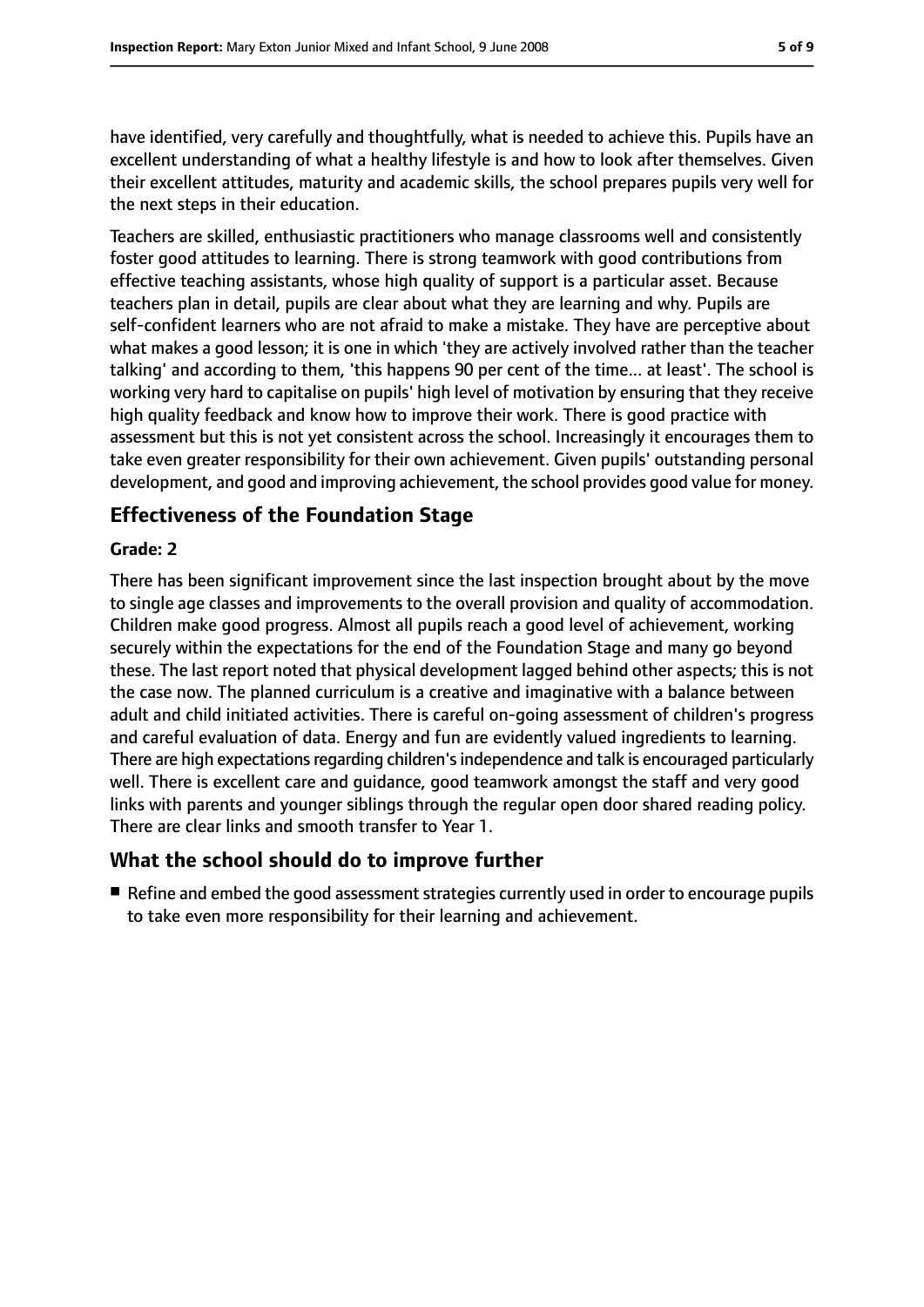have identified, very carefully and thoughtfully, what is needed to achieve this. Pupils have an excellent understanding of what a healthy lifestyle is and how to look after themselves. Given their excellent attitudes, maturity and academic skills, the school prepares pupils very well for the next steps in their education.

Teachers are skilled, enthusiastic practitioners who manage classrooms well and consistently foster good attitudes to learning. There is strong teamwork with good contributions from effective teaching assistants, whose high quality of support is a particular asset. Because teachers plan in detail, pupils are clear about what they are learning and why. Pupils are self-confident learners who are not afraid to make a mistake. They have are perceptive about what makes a good lesson; it is one in which 'they are actively involved rather than the teacher talking' and according to them, 'this happens 90 per cent of the time... at least'. The school is working very hard to capitalise on pupils' high level of motivation by ensuring that they receive high quality feedback and know how to improve their work. There is good practice with assessment but this is not yet consistent across the school. Increasingly it encourages them to take even greater responsibility for their own achievement. Given pupils' outstanding personal development, and good and improving achievement, the school provides good value for money.

## Effectiveness of the Foundation Stage

**Grade: 2**

There has been significant improvement since the last inspection brought about by the move to single age classes and improvements to the overall provision and quality of accommodation. Children make good progress. Almost all pupils reach a good level of achievement, working securely within the expectations for the end of the Foundation Stage and many go beyond these. The last report noted that physical development lagged behind other aspects; this is not the case now. The planned curriculum is a creative and imaginative with a balance between adult and child initiated activities. There is careful on-going assessment of children's progress and careful evaluation of data. Energy and fun are evidently valued ingredients to learning. There are high expectations regarding children's independence and talk is encouraged particularly well. There is excellent care and guidance, good teamwork amongst the staff and very good links with parents and younger siblings through the regular open door shared reading policy. There are clear links and smooth transfer to Year 1.

## What the school should do to improve further

- Refine and embed the good assessment strategies currently used in order to encourage pupils to take even more responsibility for their learning and achievement.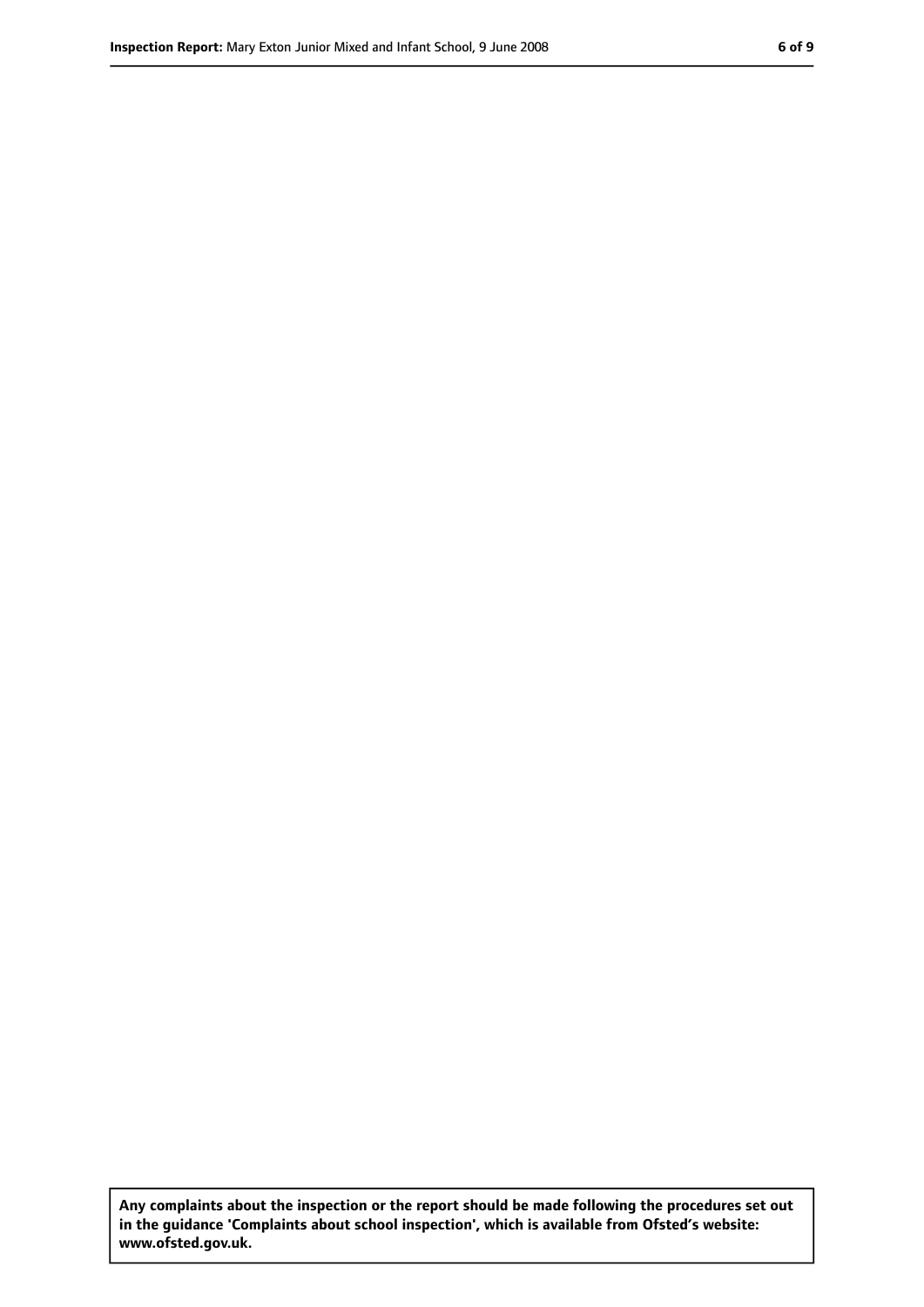**Any complaints about the inspection or the report should be made following the procedures set out in the guidance 'Complaints about school inspection', which is available from Ofsted's website: www.ofsted.gov.uk.**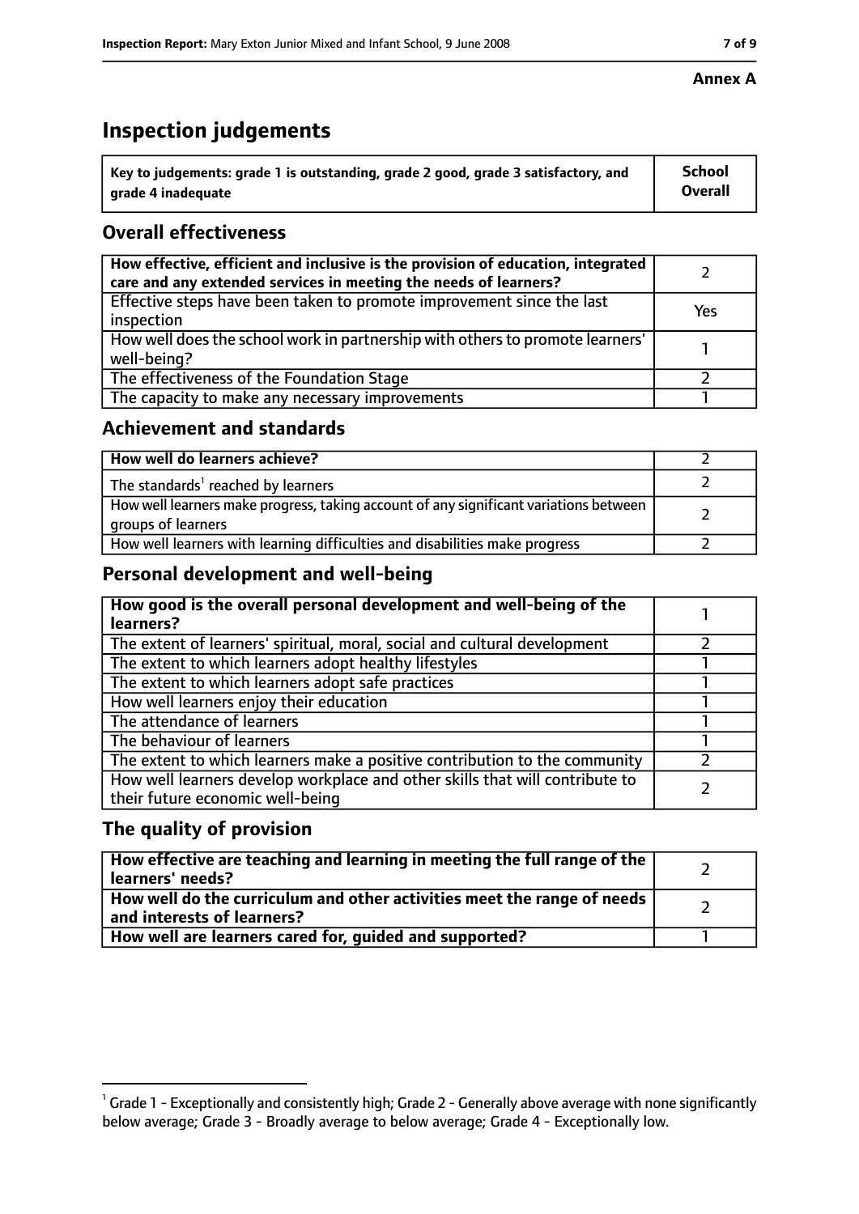**Annex A**

# Inspection judgements

| Key to judgements: grade 1 is outstanding, grade 2 good, grade 3 satisfactory, and grade 4 inadequate | School Overall |
|---|---|

## Overall effectiveness

| | |
|---|---|
| How effective, efficient and inclusive is the provision of education, integrated care and any extended services in meeting the needs of learners? | 2 |
| Effective steps have been taken to promote improvement since the last inspection | Yes |
| How well does the school work in partnership with others to promote learners' well-being? | 1 |
| The effectiveness of the Foundation Stage | 2 |
| The capacity to make any necessary improvements | 1 |

## Achievement and standards

| | |
|---|---|
| How well do learners achieve? | 2 |
| The standards[1] reached by learners | 2 |
| How well learners make progress, taking account of any significant variations between groups of learners | 2 |
| How well learners with learning difficulties and disabilities make progress | 2 |

## Personal development and well-being

| | |
|---|---|
| How good is the overall personal development and well-being of the learners? | 1 |
| The extent of learners' spiritual, moral, social and cultural development | 2 |
| The extent to which learners adopt healthy lifestyles | 1 |
| The extent to which learners adopt safe practices | 1 |
| How well learners enjoy their education | 1 |
| The attendance of learners | 1 |
| The behaviour of learners | 1 |
| The extent to which learners make a positive contribution to the community | 2 |
| How well learners develop workplace and other skills that will contribute to their future economic well-being | 2 |

## The quality of provision

| | |
|---|---|
| How effective are teaching and learning in meeting the full range of the learners' needs? | 2 |
| How well do the curriculum and other activities meet the range of needs and interests of learners? | 2 |
| How well are learners cared for, guided and supported? | 1 |

[1] Grade 1 - Exceptionally and consistently high; Grade 2 - Generally above average with none significantly below average; Grade 3 - Broadly average to below average; Grade 4 - Exceptionally low.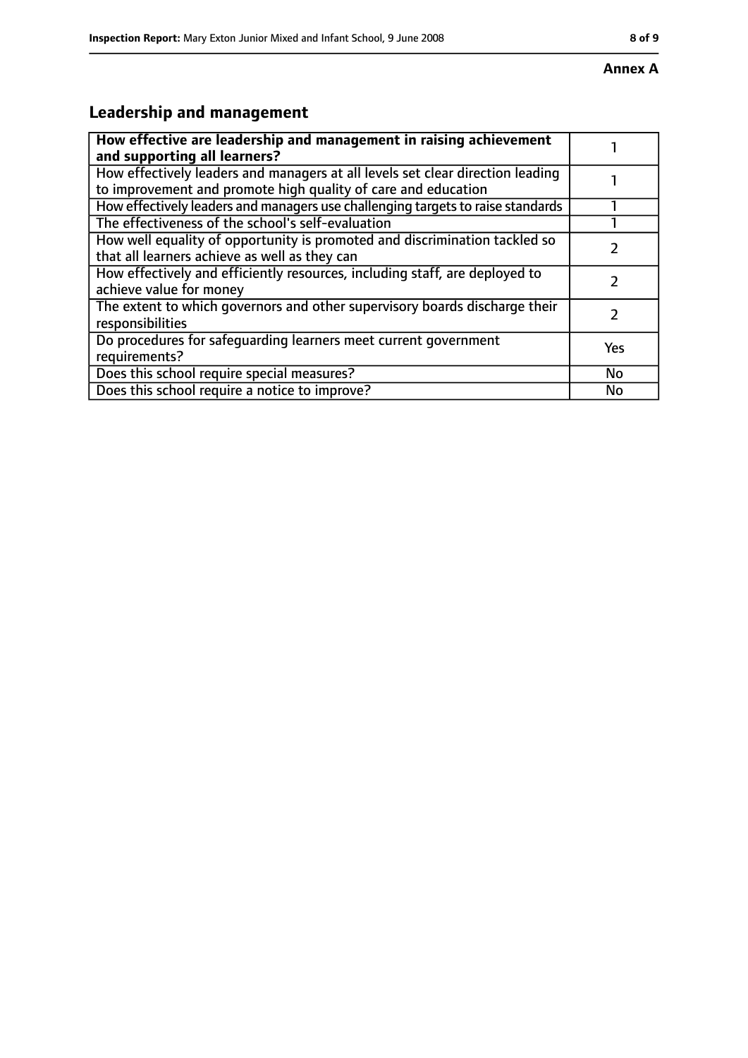**Annex A**

## Leadership and management

| **How effective are leadership and management in raising achievement and supporting all learners?** | 1 |
|---|---|
| How effectively leaders and managers at all levels set clear direction leading to improvement and promote high quality of care and education | 1 |
| How effectively leaders and managers use challenging targets to raise standards | 1 |
| The effectiveness of the school's self-evaluation | 1 |
| How well equality of opportunity is promoted and discrimination tackled so that all learners achieve as well as they can | 2 |
| How effectively and efficiently resources, including staff, are deployed to achieve value for money | 2 |
| The extent to which governors and other supervisory boards discharge their responsibilities | 2 |
| Do procedures for safeguarding learners meet current government requirements? | Yes |
| Does this school require special measures? | No |
| Does this school require a notice to improve? | No |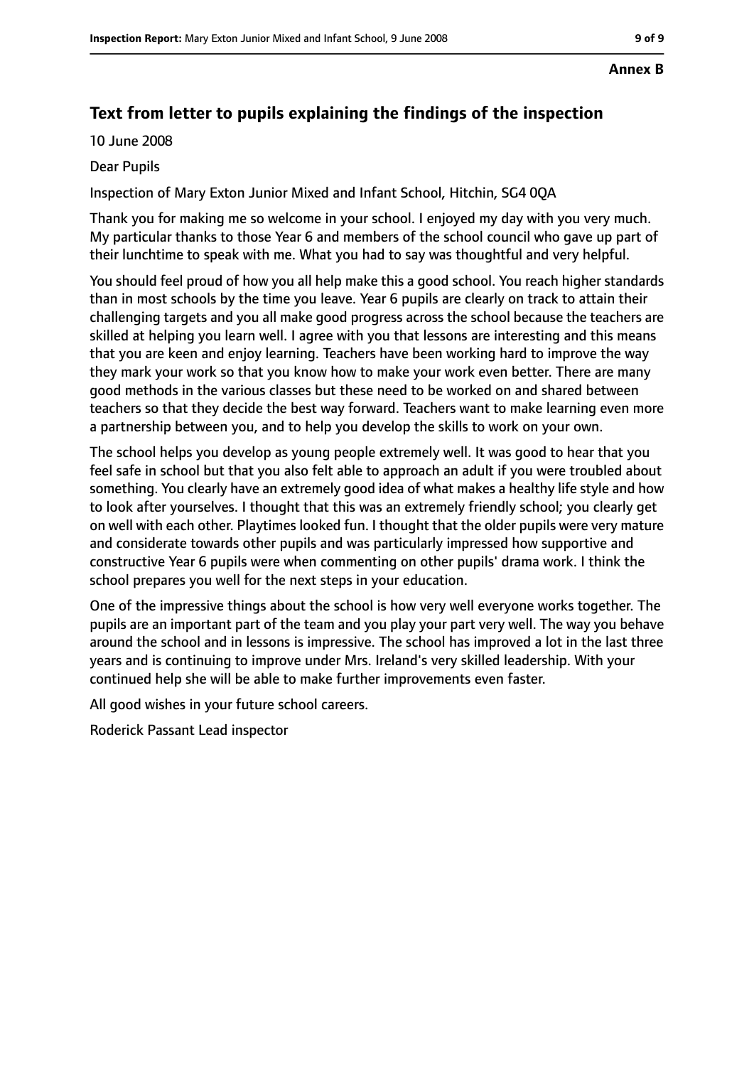**Annex B**

## Text from letter to pupils explaining the findings of the inspection

10 June 2008

Dear Pupils

Inspection of Mary Exton Junior Mixed and Infant School, Hitchin, SG4 0QA

Thank you for making me so welcome in your school. I enjoyed my day with you very much. My particular thanks to those Year 6 and members of the school council who gave up part of their lunchtime to speak with me. What you had to say was thoughtful and very helpful.

You should feel proud of how you all help make this a good school. You reach higher standards than in most schools by the time you leave. Year 6 pupils are clearly on track to attain their challenging targets and you all make good progress across the school because the teachers are skilled at helping you learn well. I agree with you that lessons are interesting and this means that you are keen and enjoy learning. Teachers have been working hard to improve the way they mark your work so that you know how to make your work even better. There are many good methods in the various classes but these need to be worked on and shared between teachers so that they decide the best way forward. Teachers want to make learning even more a partnership between you, and to help you develop the skills to work on your own.

The school helps you develop as young people extremely well. It was good to hear that you feel safe in school but that you also felt able to approach an adult if you were troubled about something. You clearly have an extremely good idea of what makes a healthy life style and how to look after yourselves. I thought that this was an extremely friendly school; you clearly get on well with each other. Playtimes looked fun. I thought that the older pupils were very mature and considerate towards other pupils and was particularly impressed how supportive and constructive Year 6 pupils were when commenting on other pupils' drama work. I think the school prepares you well for the next steps in your education.

One of the impressive things about the school is how very well everyone works together. The pupils are an important part of the team and you play your part very well. The way you behave around the school and in lessons is impressive. The school has improved a lot in the last three years and is continuing to improve under Mrs. Ireland's very skilled leadership. With your continued help she will be able to make further improvements even faster.

All good wishes in your future school careers.

Roderick Passant Lead inspector